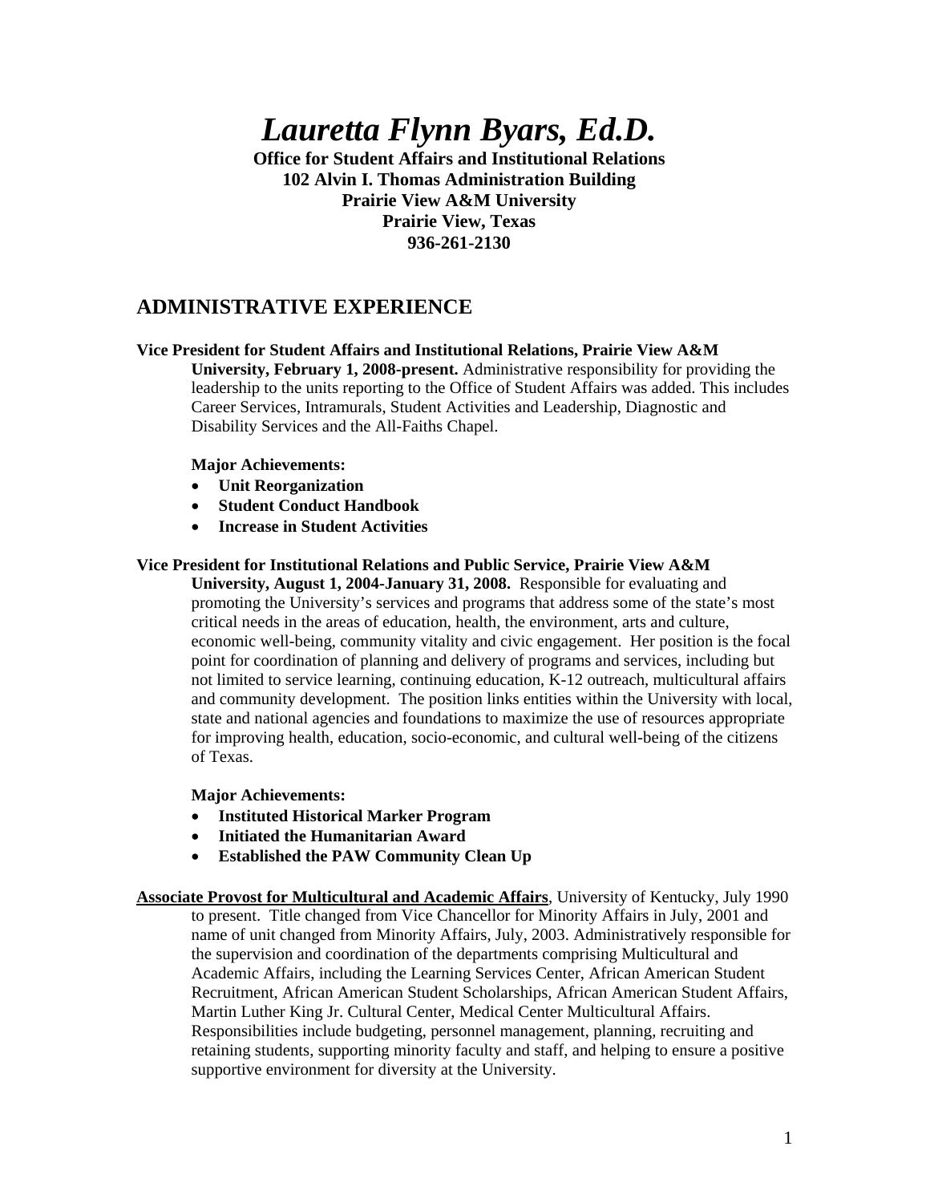# *Lauretta Flynn Byars, Ed.D.*

**Office for Student Affairs and Institutional Relations**
**102 Alvin I. Thomas Administration Building**
**Prairie View A&M University**
**Prairie View, Texas**
**936-261-2130**

## ADMINISTRATIVE EXPERIENCE

**Vice President for Student Affairs and Institutional Relations, Prairie View A&M University, February 1, 2008-present.** Administrative responsibility for providing the leadership to the units reporting to the Office of Student Affairs was added. This includes Career Services, Intramurals, Student Activities and Leadership, Diagnostic and Disability Services and the All-Faiths Chapel.

**Major Achievements:**

- **Unit Reorganization**
- **Student Conduct Handbook**
- **Increase in Student Activities**

**Vice President for Institutional Relations and Public Service, Prairie View A&M University, August 1, 2004-January 31, 2008.** Responsible for evaluating and promoting the University's services and programs that address some of the state's most critical needs in the areas of education, health, the environment, arts and culture, economic well-being, community vitality and civic engagement. Her position is the focal point for coordination of planning and delivery of programs and services, including but not limited to service learning, continuing education, K-12 outreach, multicultural affairs and community development. The position links entities within the University with local, state and national agencies and foundations to maximize the use of resources appropriate for improving health, education, socio-economic, and cultural well-being of the citizens of Texas.

**Major Achievements:**

- **Instituted Historical Marker Program**
- **Initiated the Humanitarian Award**
- **Established the PAW Community Clean Up**

**Associate Provost for Multicultural and Academic Affairs**, University of Kentucky, July 1990 to present. Title changed from Vice Chancellor for Minority Affairs in July, 2001 and name of unit changed from Minority Affairs, July, 2003. Administratively responsible for the supervision and coordination of the departments comprising Multicultural and Academic Affairs, including the Learning Services Center, African American Student Recruitment, African American Student Scholarships, African American Student Affairs, Martin Luther King Jr. Cultural Center, Medical Center Multicultural Affairs. Responsibilities include budgeting, personnel management, planning, recruiting and retaining students, supporting minority faculty and staff, and helping to ensure a positive supportive environment for diversity at the University.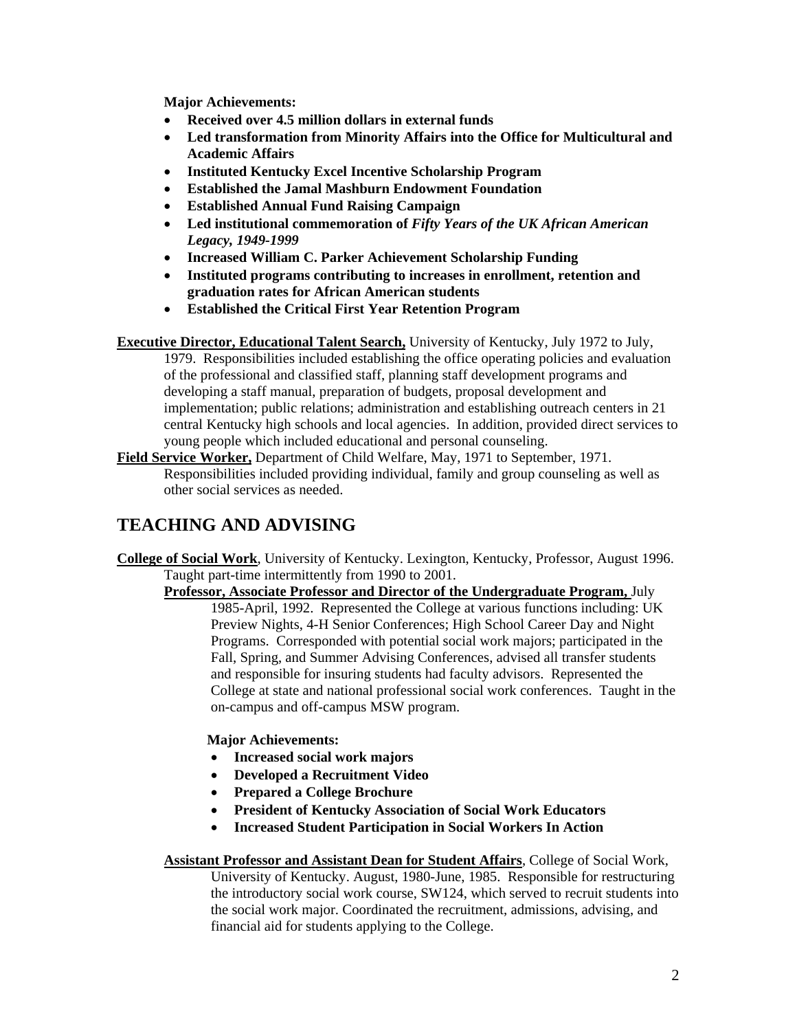**Major Achievements:**

- **Received over 4.5 million dollars in external funds**
- **Led transformation from Minority Affairs into the Office for Multicultural and Academic Affairs**
- **Instituted Kentucky Excel Incentive Scholarship Program**
- **Established the Jamal Mashburn Endowment Foundation**
- **Established Annual Fund Raising Campaign**
- **Led institutional commemoration of *Fifty Years of the UK African American Legacy, 1949-1999***
- **Increased William C. Parker Achievement Scholarship Funding**
- **Instituted programs contributing to increases in enrollment, retention and graduation rates for African American students**
- **Established the Critical First Year Retention Program**

**Executive Director, Educational Talent Search,** University of Kentucky, July 1972 to July, 1979. Responsibilities included establishing the office operating policies and evaluation of the professional and classified staff, planning staff development programs and developing a staff manual, preparation of budgets, proposal development and implementation; public relations; administration and establishing outreach centers in 21 central Kentucky high schools and local agencies. In addition, provided direct services to young people which included educational and personal counseling.

**Field Service Worker,** Department of Child Welfare, May, 1971 to September, 1971. Responsibilities included providing individual, family and group counseling as well as other social services as needed.

## TEACHING AND ADVISING

**College of Social Work**, University of Kentucky. Lexington, Kentucky, Professor, August 1996. Taught part-time intermittently from 1990 to 2001.

**Professor, Associate Professor and Director of the Undergraduate Program,** July 1985-April, 1992. Represented the College at various functions including: UK Preview Nights, 4-H Senior Conferences; High School Career Day and Night Programs. Corresponded with potential social work majors; participated in the Fall, Spring, and Summer Advising Conferences, advised all transfer students and responsible for insuring students had faculty advisors. Represented the College at state and national professional social work conferences. Taught in the on-campus and off-campus MSW program.

**Major Achievements:**

- **Increased social work majors**
- **Developed a Recruitment Video**
- **Prepared a College Brochure**
- **President of Kentucky Association of Social Work Educators**
- **Increased Student Participation in Social Workers In Action**

**Assistant Professor and Assistant Dean for Student Affairs**, College of Social Work, University of Kentucky. August, 1980-June, 1985. Responsible for restructuring the introductory social work course, SW124, which served to recruit students into the social work major. Coordinated the recruitment, admissions, advising, and financial aid for students applying to the College.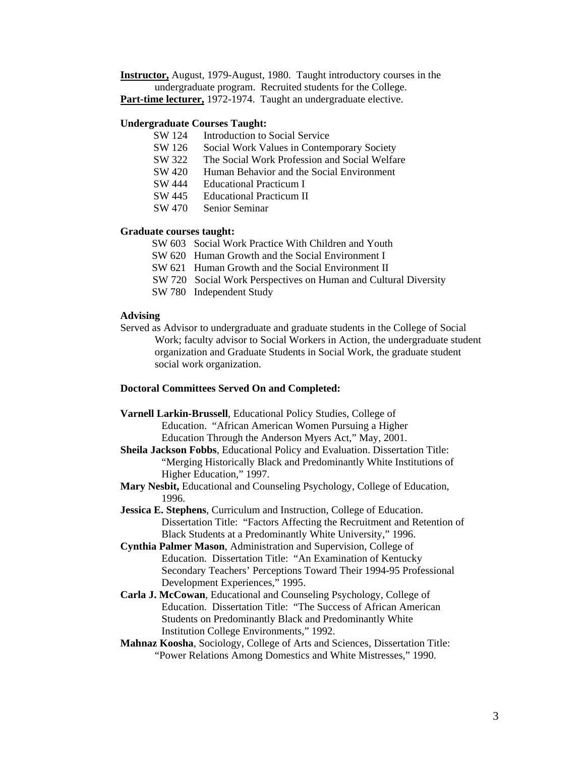**Instructor,** August, 1979-August, 1980. Taught introductory courses in the undergraduate program. Recruited students for the College.

**Part-time lecturer,** 1972-1974. Taught an undergraduate elective.

**Undergraduate Courses Taught:**

- SW 124 Introduction to Social Service
- SW 126 Social Work Values in Contemporary Society
- SW 322 The Social Work Profession and Social Welfare
- SW 420 Human Behavior and the Social Environment
- SW 444 Educational Practicum I
- SW 445 Educational Practicum II
- SW 470 Senior Seminar

**Graduate courses taught:**

- SW 603 Social Work Practice With Children and Youth
- SW 620 Human Growth and the Social Environment I
- SW 621 Human Growth and the Social Environment II
- SW 720 Social Work Perspectives on Human and Cultural Diversity
- SW 780 Independent Study

**Advising**

Served as Advisor to undergraduate and graduate students in the College of Social Work; faculty advisor to Social Workers in Action, the undergraduate student organization and Graduate Students in Social Work, the graduate student social work organization.

**Doctoral Committees Served On and Completed:**

**Varnell Larkin-Brussell**, Educational Policy Studies, College of Education. "African American Women Pursuing a Higher Education Through the Anderson Myers Act," May, 2001.

**Sheila Jackson Fobbs**, Educational Policy and Evaluation. Dissertation Title: "Merging Historically Black and Predominantly White Institutions of Higher Education," 1997.

**Mary Nesbit,** Educational and Counseling Psychology, College of Education, 1996.

**Jessica E. Stephens**, Curriculum and Instruction, College of Education. Dissertation Title: "Factors Affecting the Recruitment and Retention of Black Students at a Predominantly White University," 1996.

**Cynthia Palmer Mason**, Administration and Supervision, College of Education. Dissertation Title: "An Examination of Kentucky Secondary Teachers' Perceptions Toward Their 1994-95 Professional Development Experiences," 1995.

**Carla J. McCowan**, Educational and Counseling Psychology, College of Education. Dissertation Title: "The Success of African American Students on Predominantly Black and Predominantly White Institution College Environments," 1992.

**Mahnaz Koosha**, Sociology, College of Arts and Sciences, Dissertation Title: "Power Relations Among Domestics and White Mistresses," 1990.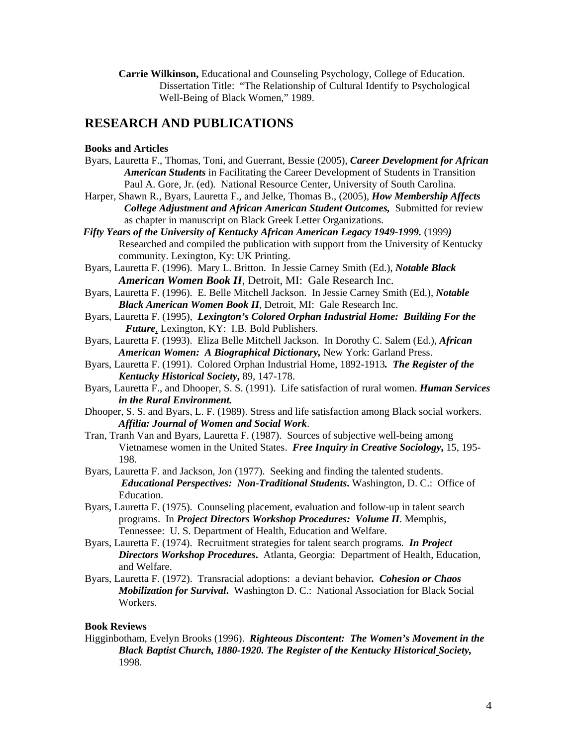**Carrie Wilkinson,** Educational and Counseling Psychology, College of Education. Dissertation Title: "The Relationship of Cultural Identify to Psychological Well-Being of Black Women," 1989.

## RESEARCH AND PUBLICATIONS

**Books and Articles**

Byars, Lauretta F., Thomas, Toni, and Guerrant, Bessie (2005), ***Career Development for African American Students*** in Facilitating the Career Development of Students in Transition Paul A. Gore, Jr. (ed). National Resource Center, University of South Carolina.

Harper, Shawn R., Byars, Lauretta F., and Jelke, Thomas B., (2005), ***How Membership Affects College Adjustment and African American Student Outcomes,*** Submitted for review as chapter in manuscript on Black Greek Letter Organizations.

***Fifty Years of the University of Kentucky African American Legacy 1949-1999.*** (1999) Researched and compiled the publication with support from the University of Kentucky community. Lexington, Ky: UK Printing.

Byars, Lauretta F. (1996). Mary L. Britton. In Jessie Carney Smith (Ed.), ***Notable Black American Women Book II***, Detroit, MI: Gale Research Inc.

Byars, Lauretta F. (1996). E. Belle Mitchell Jackson. In Jessie Carney Smith (Ed.), ***Notable Black American Women Book II***, Detroit, MI: Gale Research Inc.

Byars, Lauretta F. (1995), ***Lexington's Colored Orphan Industrial Home: Building For the Future***, Lexington, KY: I.B. Bold Publishers.

Byars, Lauretta F. (1993). Eliza Belle Mitchell Jackson. In Dorothy C. Salem (Ed.), ***African American Women: A Biographical Dictionary,*** New York: Garland Press.

Byars, Lauretta F. (1991). Colored Orphan Industrial Home, 1892-1913***. The Register of the Kentucky Historical Society,*** 89, 147-178.

Byars, Lauretta F., and Dhooper, S. S. (1991). Life satisfaction of rural women. ***Human Services in the Rural Environment.***

Dhooper, S. S. and Byars, L. F. (1989). Stress and life satisfaction among Black social workers. ***Affilia: Journal of Women and Social Work***.

Tran, Tranh Van and Byars, Lauretta F. (1987). Sources of subjective well-being among Vietnamese women in the United States. ***Free Inquiry in Creative Sociology,*** 15, 195-198.

Byars, Lauretta F. and Jackson, Jon (1977). Seeking and finding the talented students. ***Educational Perspectives: Non-Traditional Students***. Washington, D. C.: Office of Education.

Byars, Lauretta F. (1975). Counseling placement, evaluation and follow-up in talent search programs. In ***Project Directors Workshop Procedures: Volume II***. Memphis, Tennessee: U. S. Department of Health, Education and Welfare.

Byars, Lauretta F. (1974). Recruitment strategies for talent search programs*.* ***In Project Directors Workshop Procedures***. Atlanta, Georgia: Department of Health, Education, and Welfare.

Byars, Lauretta F. (1972). Transracial adoptions: a deviant behavior***. Cohesion or Chaos Mobilization for Survival***. Washington D. C.: National Association for Black Social Workers.

**Book Reviews**

Higginbotham, Evelyn Brooks (1996). ***Righteous Discontent: The Women's Movement in the Black Baptist Church, 1880-1920. The Register of the Kentucky Historical Society,*** 1998.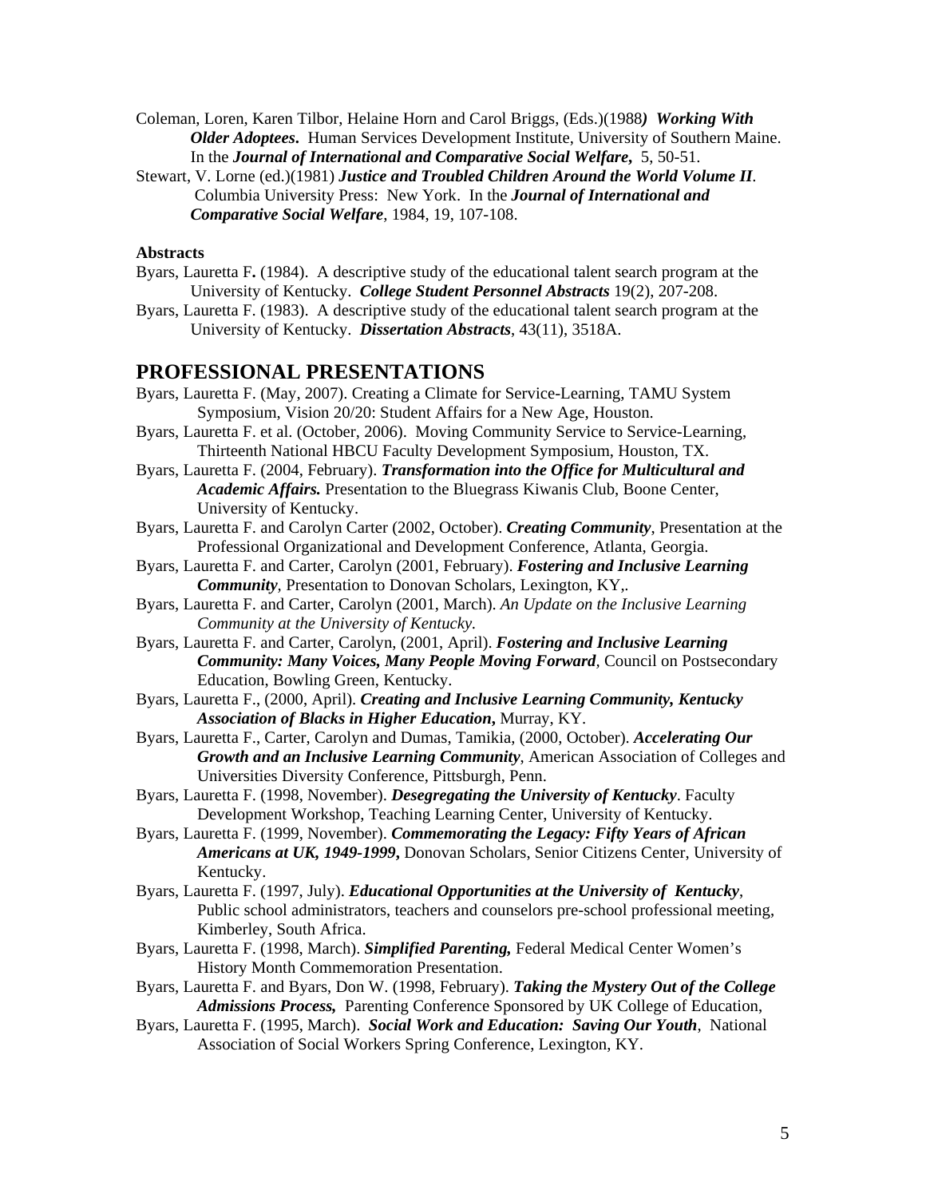Coleman, Loren, Karen Tilbor, Helaine Horn and Carol Briggs, (Eds.)(1988***)*** ***Working With Older Adoptees*****.** Human Services Development Institute, University of Southern Maine. In the ***Journal of International and Comparative Social Welfare,*** 5, 50-51.

Stewart, V. Lorne (ed.)(1981) ***Justice and Troubled Children Around the World Volume II***. Columbia University Press: New York. In the ***Journal of International and Comparative Social Welfare***, 1984, 19, 107-108.

**Abstracts**

Byars, Lauretta F**.** (1984). A descriptive study of the educational talent search program at the University of Kentucky. ***College Student Personnel Abstracts*** 19(2), 207-208.

Byars, Lauretta F. (1983). A descriptive study of the educational talent search program at the University of Kentucky. ***Dissertation Abstracts***, 43(11), 3518A.

## PROFESSIONAL PRESENTATIONS

Byars, Lauretta F. (May, 2007). Creating a Climate for Service-Learning, TAMU System Symposium, Vision 20/20: Student Affairs for a New Age, Houston.

Byars, Lauretta F. et al. (October, 2006). Moving Community Service to Service-Learning, Thirteenth National HBCU Faculty Development Symposium, Houston, TX.

Byars, Lauretta F. (2004, February). ***Transformation into the Office for Multicultural and Academic Affairs.*** Presentation to the Bluegrass Kiwanis Club, Boone Center, University of Kentucky.

Byars, Lauretta F. and Carolyn Carter (2002, October). ***Creating Community***, Presentation at the Professional Organizational and Development Conference, Atlanta, Georgia.

Byars, Lauretta F. and Carter, Carolyn (2001, February). ***Fostering and Inclusive Learning Community***, Presentation to Donovan Scholars, Lexington, KY,.

Byars, Lauretta F. and Carter, Carolyn (2001, March). *An Update on the Inclusive Learning Community at the University of Kentucky.*

Byars, Lauretta F. and Carter, Carolyn, (2001, April). ***Fostering and Inclusive Learning Community: Many Voices, Many People Moving Forward***, Council on Postsecondary Education, Bowling Green, Kentucky.

Byars, Lauretta F., (2000, April). ***Creating and Inclusive Learning Community, Kentucky Association of Blacks in Higher Education*****,** Murray, KY.

Byars, Lauretta F., Carter, Carolyn and Dumas, Tamikia, (2000, October). ***Accelerating Our Growth and an Inclusive Learning Community***, American Association of Colleges and Universities Diversity Conference, Pittsburgh, Penn.

Byars, Lauretta F. (1998, November). ***Desegregating the University of Kentucky***. Faculty Development Workshop, Teaching Learning Center, University of Kentucky.

Byars, Lauretta F. (1999, November). ***Commemorating the Legacy: Fifty Years of African Americans at UK, 1949-1999*****,** Donovan Scholars, Senior Citizens Center, University of Kentucky.

Byars, Lauretta F. (1997, July). ***Educational Opportunities at the University of Kentucky***, Public school administrators, teachers and counselors pre-school professional meeting, Kimberley, South Africa.

Byars, Lauretta F. (1998, March). ***Simplified Parenting,*** Federal Medical Center Women's History Month Commemoration Presentation.

Byars, Lauretta F. and Byars, Don W. (1998, February). ***Taking the Mystery Out of the College Admissions Process,*** Parenting Conference Sponsored by UK College of Education,

Byars, Lauretta F. (1995, March). ***Social Work and Education: Saving Our Youth***, National Association of Social Workers Spring Conference, Lexington, KY.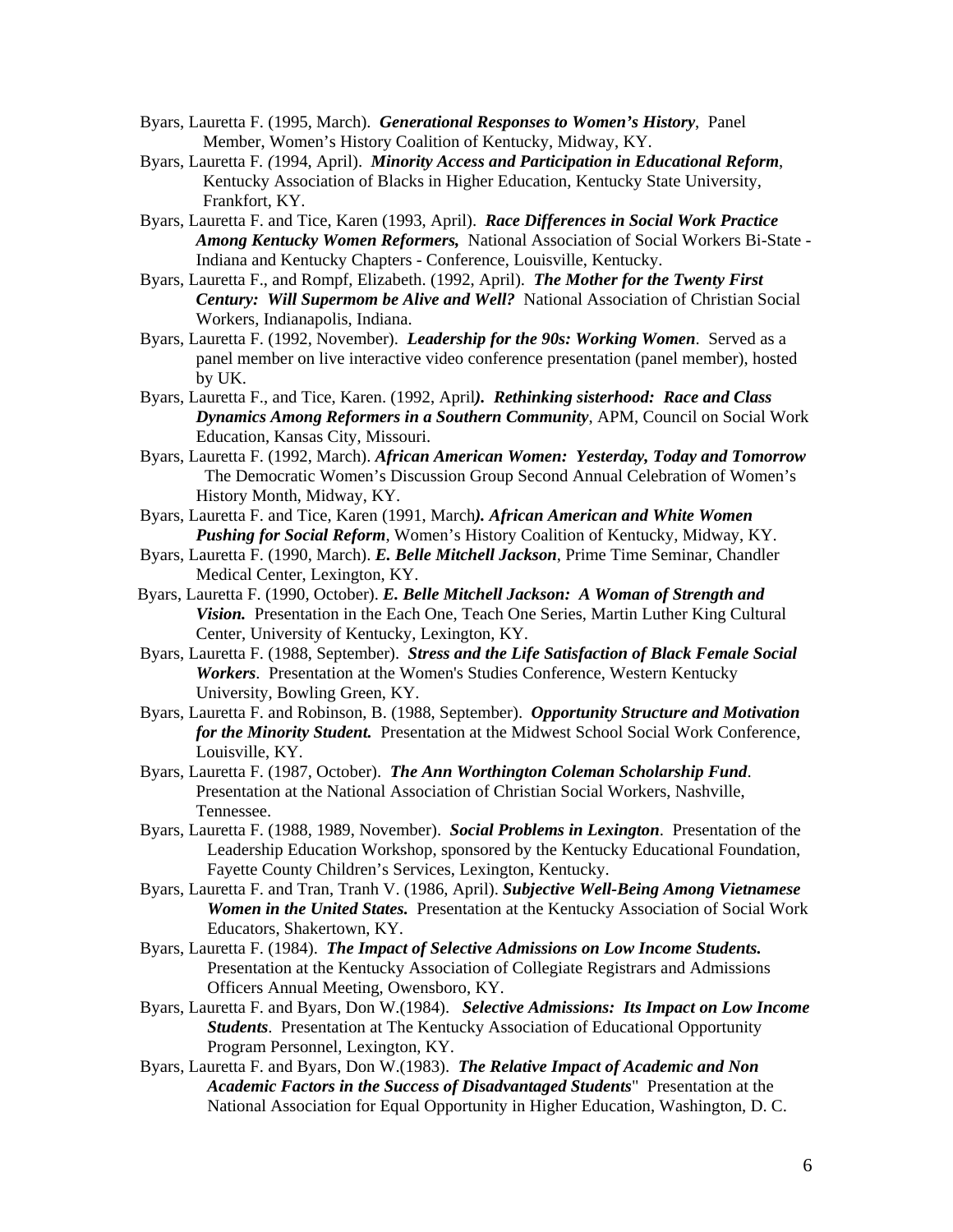Byars, Lauretta F. (1995, March). ***Generational Responses to Women's History***, Panel Member, Women's History Coalition of Kentucky, Midway, KY.

Byars, Lauretta F. *(*1994, April). ***Minority Access and Participation in Educational Reform***, Kentucky Association of Blacks in Higher Education, Kentucky State University, Frankfort, KY.

Byars, Lauretta F. and Tice, Karen (1993, April). ***Race Differences in Social Work Practice Among Kentucky Women Reformers,*** National Association of Social Workers Bi-State - Indiana and Kentucky Chapters - Conference, Louisville, Kentucky.

Byars, Lauretta F., and Rompf, Elizabeth. (1992, April). ***The Mother for the Twenty First Century: Will Supermom be Alive and Well?*** National Association of Christian Social Workers, Indianapolis, Indiana.

Byars, Lauretta F. (1992, November). ***Leadership for the 90s: Working Women***. Served as a panel member on live interactive video conference presentation (panel member), hosted by UK.

Byars, Lauretta F., and Tice, Karen. (1992, April***). Rethinking sisterhood: Race and Class Dynamics Among Reformers in a Southern Community***, APM, Council on Social Work Education, Kansas City, Missouri.

Byars, Lauretta F. (1992, March). ***African American Women: Yesterday, Today and Tomorrow*** The Democratic Women's Discussion Group Second Annual Celebration of Women's History Month, Midway, KY.

Byars, Lauretta F. and Tice, Karen (1991, March***). African American and White Women Pushing for Social Reform***, Women's History Coalition of Kentucky, Midway, KY.

Byars, Lauretta F. (1990, March). ***E. Belle Mitchell Jackson***, Prime Time Seminar, Chandler Medical Center, Lexington, KY.

Byars, Lauretta F. (1990, October). ***E. Belle Mitchell Jackson: A Woman of Strength and Vision.*** Presentation in the Each One, Teach One Series, Martin Luther King Cultural Center, University of Kentucky, Lexington, KY.

Byars, Lauretta F. (1988, September). ***Stress and the Life Satisfaction of Black Female Social Workers***. Presentation at the Women's Studies Conference, Western Kentucky University, Bowling Green, KY.

Byars, Lauretta F. and Robinson, B. (1988, September). ***Opportunity Structure and Motivation for the Minority Student.*** Presentation at the Midwest School Social Work Conference, Louisville, KY.

Byars, Lauretta F. (1987, October). ***The Ann Worthington Coleman Scholarship Fund***. Presentation at the National Association of Christian Social Workers, Nashville, Tennessee.

Byars, Lauretta F. (1988, 1989, November). ***Social Problems in Lexington***. Presentation of the Leadership Education Workshop, sponsored by the Kentucky Educational Foundation, Fayette County Children's Services, Lexington, Kentucky.

Byars, Lauretta F. and Tran, Tranh V. (1986, April). ***Subjective Well-Being Among Vietnamese Women in the United States.*** Presentation at the Kentucky Association of Social Work Educators, Shakertown, KY.

Byars, Lauretta F. (1984). ***The Impact of Selective Admissions on Low Income Students.*** Presentation at the Kentucky Association of Collegiate Registrars and Admissions Officers Annual Meeting, Owensboro, KY.

Byars, Lauretta F. and Byars, Don W.(1984). ***Selective Admissions: Its Impact on Low Income Students***. Presentation at The Kentucky Association of Educational Opportunity Program Personnel, Lexington, KY.

Byars, Lauretta F. and Byars, Don W.(1983). ***The Relative Impact of Academic and Non Academic Factors in the Success of Disadvantaged Students***" Presentation at the National Association for Equal Opportunity in Higher Education, Washington, D. C.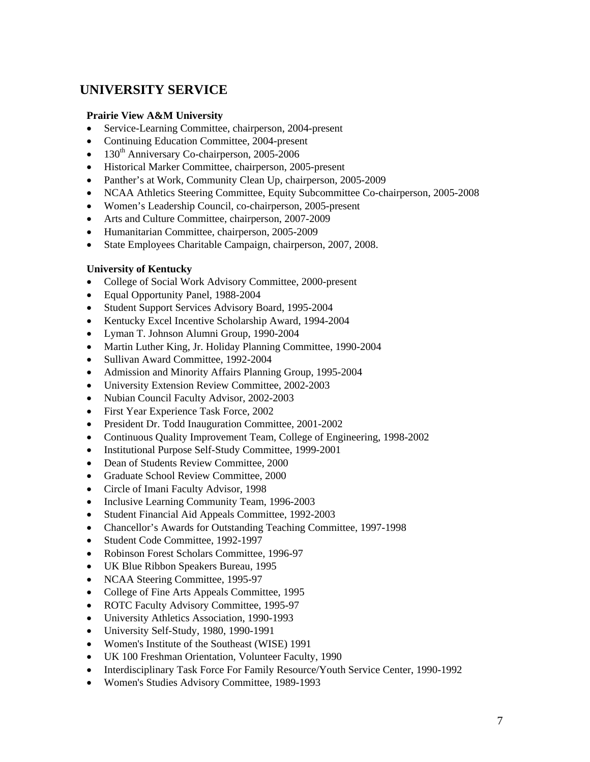## UNIVERSITY SERVICE

**Prairie View A&M University**

- Service-Learning Committee, chairperson, 2004-present
- Continuing Education Committee, 2004-present
- 130th Anniversary Co-chairperson, 2005-2006
- Historical Marker Committee, chairperson, 2005-present
- Panther's at Work, Community Clean Up, chairperson, 2005-2009
- NCAA Athletics Steering Committee, Equity Subcommittee Co-chairperson, 2005-2008
- Women's Leadership Council, co-chairperson, 2005-present
- Arts and Culture Committee, chairperson, 2007-2009
- Humanitarian Committee, chairperson, 2005-2009
- State Employees Charitable Campaign, chairperson, 2007, 2008.

**University of Kentucky**

- College of Social Work Advisory Committee, 2000-present
- Equal Opportunity Panel, 1988-2004
- Student Support Services Advisory Board, 1995-2004
- Kentucky Excel Incentive Scholarship Award, 1994-2004
- Lyman T. Johnson Alumni Group, 1990-2004
- Martin Luther King, Jr. Holiday Planning Committee, 1990-2004
- Sullivan Award Committee, 1992-2004
- Admission and Minority Affairs Planning Group, 1995-2004
- University Extension Review Committee, 2002-2003
- Nubian Council Faculty Advisor, 2002-2003
- First Year Experience Task Force, 2002
- President Dr. Todd Inauguration Committee, 2001-2002
- Continuous Quality Improvement Team, College of Engineering, 1998-2002
- Institutional Purpose Self-Study Committee, 1999-2001
- Dean of Students Review Committee, 2000
- Graduate School Review Committee, 2000
- Circle of Imani Faculty Advisor, 1998
- Inclusive Learning Community Team, 1996-2003
- Student Financial Aid Appeals Committee, 1992-2003
- Chancellor's Awards for Outstanding Teaching Committee, 1997-1998
- Student Code Committee, 1992-1997
- Robinson Forest Scholars Committee, 1996-97
- UK Blue Ribbon Speakers Bureau, 1995
- NCAA Steering Committee, 1995-97
- College of Fine Arts Appeals Committee, 1995
- ROTC Faculty Advisory Committee, 1995-97
- University Athletics Association, 1990-1993
- University Self-Study, 1980, 1990-1991
- Women's Institute of the Southeast (WISE) 1991
- UK 100 Freshman Orientation, Volunteer Faculty, 1990
- Interdisciplinary Task Force For Family Resource/Youth Service Center, 1990-1992
- Women's Studies Advisory Committee, 1989-1993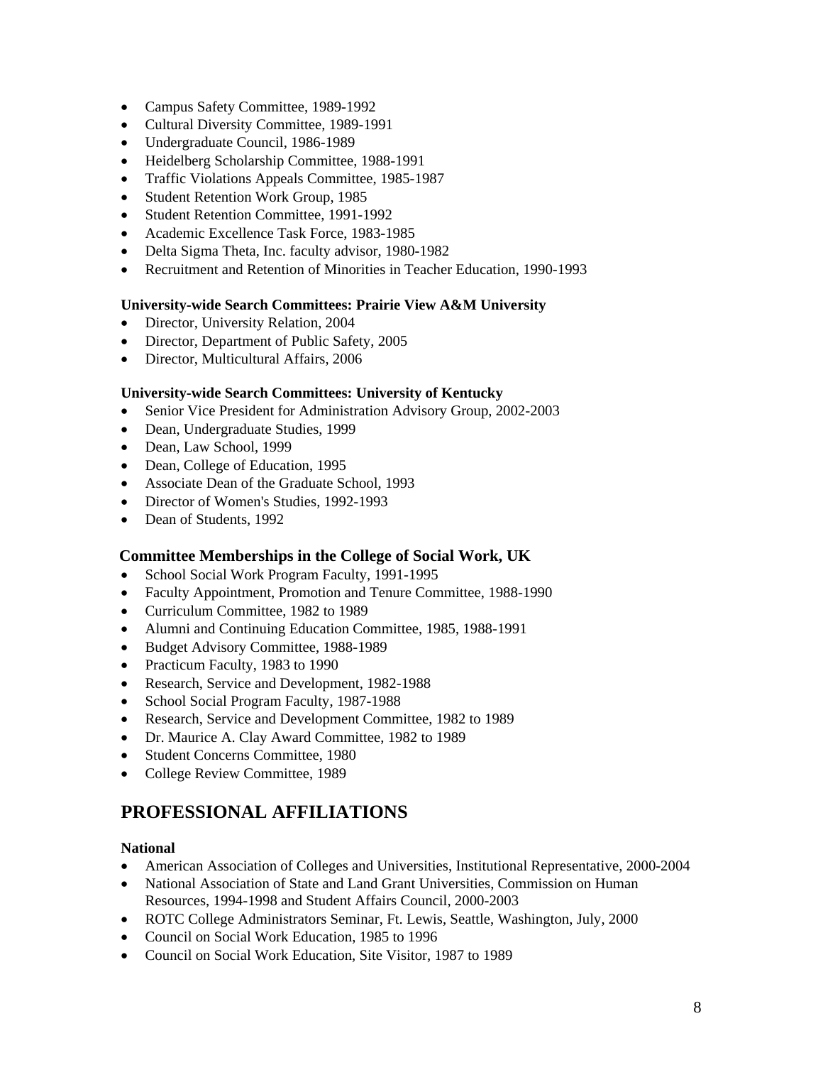- Campus Safety Committee, 1989-1992
- Cultural Diversity Committee, 1989-1991
- Undergraduate Council, 1986-1989
- Heidelberg Scholarship Committee, 1988-1991
- Traffic Violations Appeals Committee, 1985-1987
- Student Retention Work Group, 1985
- Student Retention Committee, 1991-1992
- Academic Excellence Task Force, 1983-1985
- Delta Sigma Theta, Inc. faculty advisor, 1980-1982
- Recruitment and Retention of Minorities in Teacher Education, 1990-1993

**University-wide Search Committees: Prairie View A&M University**

- Director, University Relation, 2004
- Director, Department of Public Safety, 2005
- Director, Multicultural Affairs, 2006

**University-wide Search Committees: University of Kentucky**

- Senior Vice President for Administration Advisory Group, 2002-2003
- Dean, Undergraduate Studies, 1999
- Dean, Law School, 1999
- Dean, College of Education, 1995
- Associate Dean of the Graduate School, 1993
- Director of Women's Studies, 1992-1993
- Dean of Students, 1992

### Committee Memberships in the College of Social Work, UK

- School Social Work Program Faculty, 1991-1995
- Faculty Appointment, Promotion and Tenure Committee, 1988-1990
- Curriculum Committee, 1982 to 1989
- Alumni and Continuing Education Committee, 1985, 1988-1991
- Budget Advisory Committee, 1988-1989
- Practicum Faculty, 1983 to 1990
- Research, Service and Development, 1982-1988
- School Social Program Faculty, 1987-1988
- Research, Service and Development Committee, 1982 to 1989
- Dr. Maurice A. Clay Award Committee, 1982 to 1989
- Student Concerns Committee, 1980
- College Review Committee, 1989

## PROFESSIONAL AFFILIATIONS

**National**

- American Association of Colleges and Universities, Institutional Representative, 2000-2004
- National Association of State and Land Grant Universities, Commission on Human Resources, 1994-1998 and Student Affairs Council, 2000-2003
- ROTC College Administrators Seminar, Ft. Lewis, Seattle, Washington, July, 2000
- Council on Social Work Education, 1985 to 1996
- Council on Social Work Education, Site Visitor, 1987 to 1989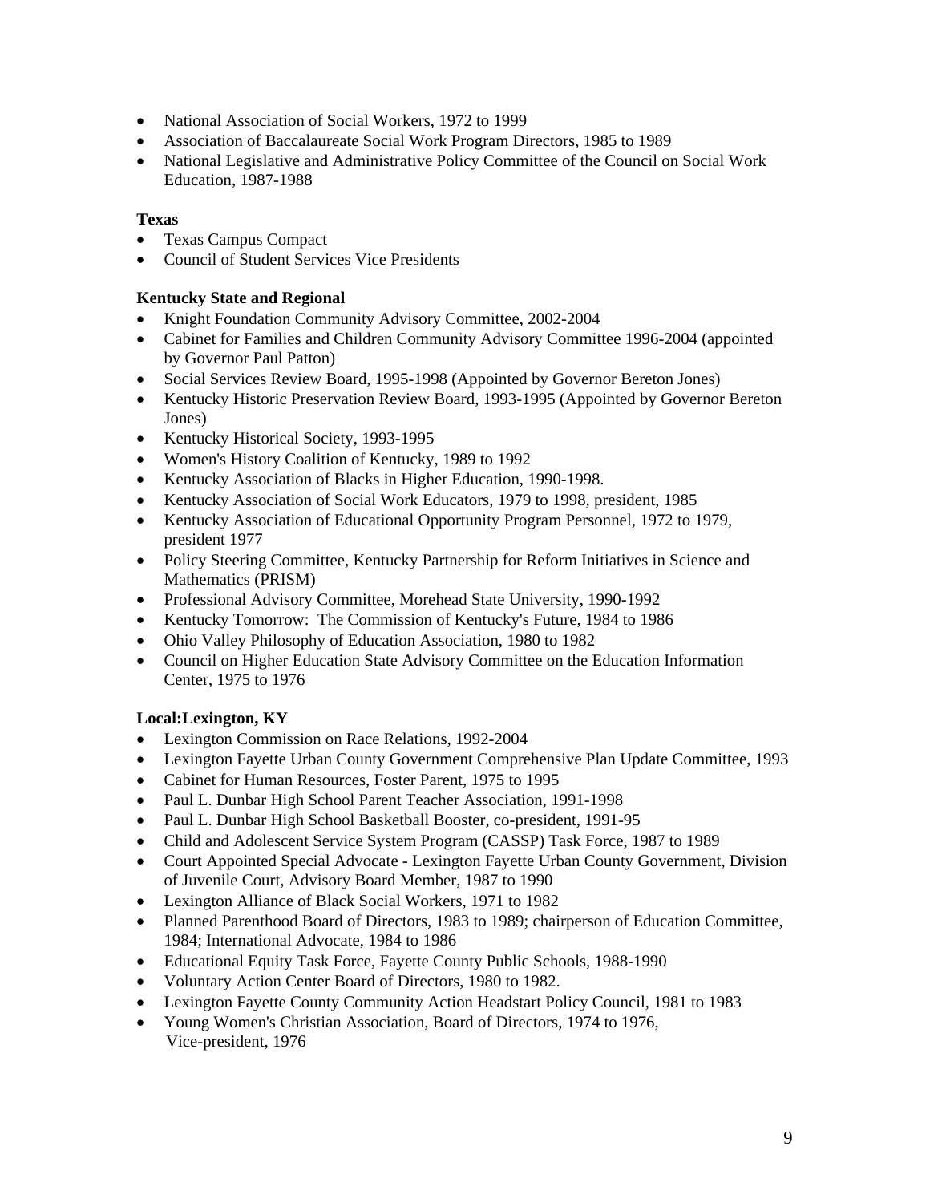- National Association of Social Workers, 1972 to 1999
- Association of Baccalaureate Social Work Program Directors, 1985 to 1989
- National Legislative and Administrative Policy Committee of the Council on Social Work Education, 1987-1988

**Texas**

- Texas Campus Compact
- Council of Student Services Vice Presidents

**Kentucky State and Regional**

- Knight Foundation Community Advisory Committee, 2002-2004
- Cabinet for Families and Children Community Advisory Committee 1996-2004 (appointed by Governor Paul Patton)
- Social Services Review Board, 1995-1998 (Appointed by Governor Bereton Jones)
- Kentucky Historic Preservation Review Board, 1993-1995 (Appointed by Governor Bereton Jones)
- Kentucky Historical Society, 1993-1995
- Women's History Coalition of Kentucky, 1989 to 1992
- Kentucky Association of Blacks in Higher Education, 1990-1998.
- Kentucky Association of Social Work Educators, 1979 to 1998, president, 1985
- Kentucky Association of Educational Opportunity Program Personnel, 1972 to 1979, president 1977
- Policy Steering Committee, Kentucky Partnership for Reform Initiatives in Science and Mathematics (PRISM)
- Professional Advisory Committee, Morehead State University, 1990-1992
- Kentucky Tomorrow: The Commission of Kentucky's Future, 1984 to 1986
- Ohio Valley Philosophy of Education Association, 1980 to 1982
- Council on Higher Education State Advisory Committee on the Education Information Center, 1975 to 1976

**Local:Lexington, KY**

- Lexington Commission on Race Relations, 1992-2004
- Lexington Fayette Urban County Government Comprehensive Plan Update Committee, 1993
- Cabinet for Human Resources, Foster Parent, 1975 to 1995
- Paul L. Dunbar High School Parent Teacher Association, 1991-1998
- Paul L. Dunbar High School Basketball Booster, co-president, 1991-95
- Child and Adolescent Service System Program (CASSP) Task Force, 1987 to 1989
- Court Appointed Special Advocate - Lexington Fayette Urban County Government, Division of Juvenile Court, Advisory Board Member, 1987 to 1990
- Lexington Alliance of Black Social Workers, 1971 to 1982
- Planned Parenthood Board of Directors, 1983 to 1989; chairperson of Education Committee, 1984; International Advocate, 1984 to 1986
- Educational Equity Task Force, Fayette County Public Schools, 1988-1990
- Voluntary Action Center Board of Directors, 1980 to 1982.
- Lexington Fayette County Community Action Headstart Policy Council, 1981 to 1983
- Young Women's Christian Association, Board of Directors, 1974 to 1976, Vice-president, 1976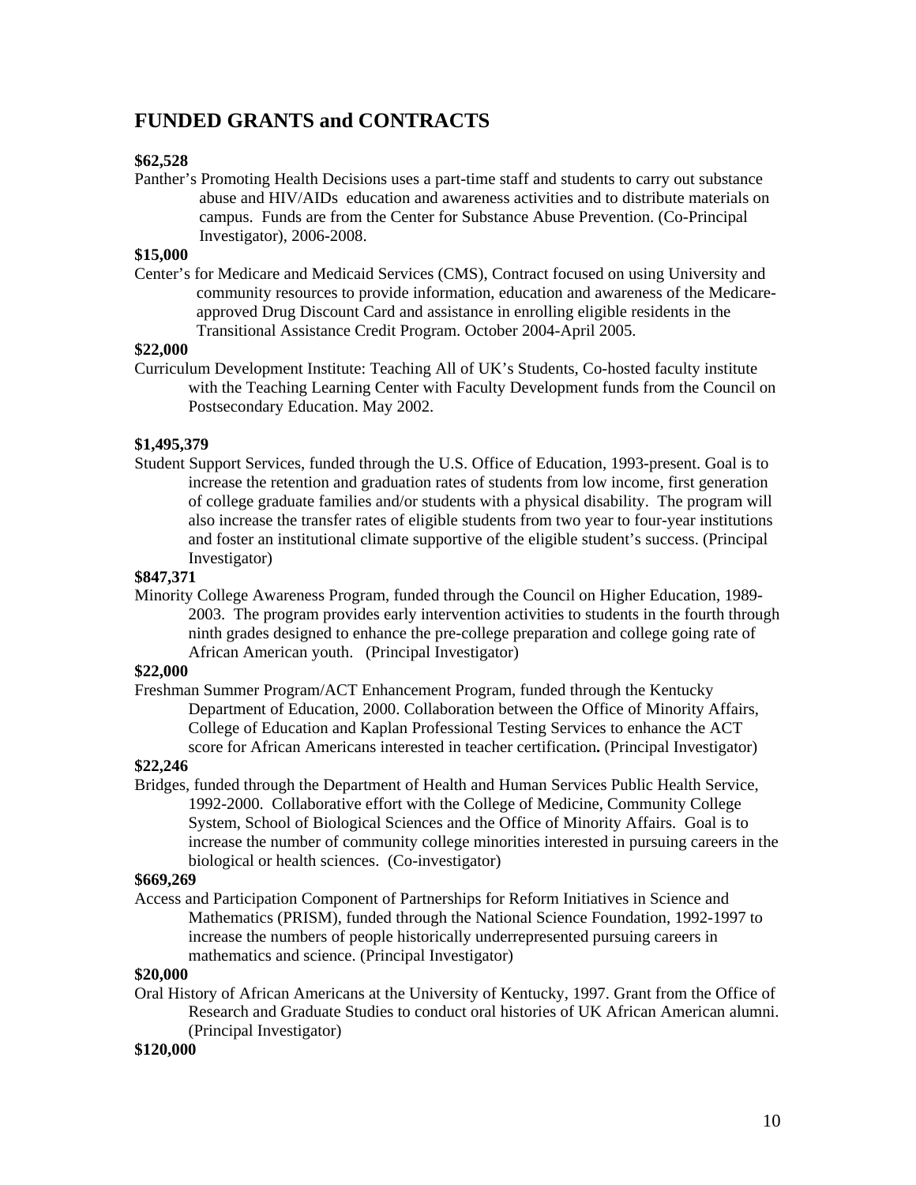## FUNDED GRANTS and CONTRACTS

**$62,528**

Panther's Promoting Health Decisions uses a part-time staff and students to carry out substance abuse and HIV/AIDs education and awareness activities and to distribute materials on campus. Funds are from the Center for Substance Abuse Prevention. (Co-Principal Investigator), 2006-2008.

**$15,000**

Center's for Medicare and Medicaid Services (CMS), Contract focused on using University and community resources to provide information, education and awareness of the Medicare-approved Drug Discount Card and assistance in enrolling eligible residents in the Transitional Assistance Credit Program. October 2004-April 2005.

**$22,000**

Curriculum Development Institute: Teaching All of UK's Students, Co-hosted faculty institute with the Teaching Learning Center with Faculty Development funds from the Council on Postsecondary Education. May 2002.

**$1,495,379**

Student Support Services, funded through the U.S. Office of Education, 1993-present. Goal is to increase the retention and graduation rates of students from low income, first generation of college graduate families and/or students with a physical disability. The program will also increase the transfer rates of eligible students from two year to four-year institutions and foster an institutional climate supportive of the eligible student's success. (Principal Investigator)

**$847,371**

Minority College Awareness Program, funded through the Council on Higher Education, 1989-2003. The program provides early intervention activities to students in the fourth through ninth grades designed to enhance the pre-college preparation and college going rate of African American youth. (Principal Investigator)

**$22,000**

Freshman Summer Program/ACT Enhancement Program, funded through the Kentucky Department of Education, 2000. Collaboration between the Office of Minority Affairs, College of Education and Kaplan Professional Testing Services to enhance the ACT score for African Americans interested in teacher certification**.** (Principal Investigator)

**$22,246**

Bridges, funded through the Department of Health and Human Services Public Health Service, 1992-2000. Collaborative effort with the College of Medicine, Community College System, School of Biological Sciences and the Office of Minority Affairs. Goal is to increase the number of community college minorities interested in pursuing careers in the biological or health sciences. (Co-investigator)

**$669,269**

Access and Participation Component of Partnerships for Reform Initiatives in Science and Mathematics (PRISM), funded through the National Science Foundation, 1992-1997 to increase the numbers of people historically underrepresented pursuing careers in mathematics and science. (Principal Investigator)

**$20,000**

Oral History of African Americans at the University of Kentucky, 1997. Grant from the Office of Research and Graduate Studies to conduct oral histories of UK African American alumni. (Principal Investigator)

**$120,000**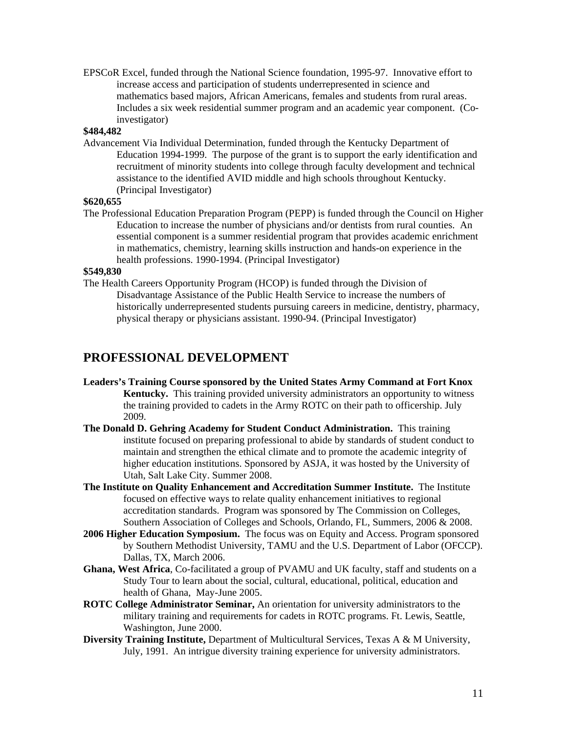EPSCoR Excel, funded through the National Science foundation, 1995-97. Innovative effort to increase access and participation of students underrepresented in science and mathematics based majors, African Americans, females and students from rural areas. Includes a six week residential summer program and an academic year component. (Co-investigator)

**$484,482**

Advancement Via Individual Determination, funded through the Kentucky Department of Education 1994-1999. The purpose of the grant is to support the early identification and recruitment of minority students into college through faculty development and technical assistance to the identified AVID middle and high schools throughout Kentucky. (Principal Investigator)

**$620,655**

The Professional Education Preparation Program (PEPP) is funded through the Council on Higher Education to increase the number of physicians and/or dentists from rural counties. An essential component is a summer residential program that provides academic enrichment in mathematics, chemistry, learning skills instruction and hands-on experience in the health professions. 1990-1994. (Principal Investigator)

**$549,830**

The Health Careers Opportunity Program (HCOP) is funded through the Division of Disadvantage Assistance of the Public Health Service to increase the numbers of historically underrepresented students pursuing careers in medicine, dentistry, pharmacy, physical therapy or physicians assistant. 1990-94. (Principal Investigator)

## PROFESSIONAL DEVELOPMENT

**Leaders's Training Course sponsored by the United States Army Command at Fort Knox Kentucky.** This training provided university administrators an opportunity to witness the training provided to cadets in the Army ROTC on their path to officership. July 2009.

**The Donald D. Gehring Academy for Student Conduct Administration.** This training institute focused on preparing professional to abide by standards of student conduct to maintain and strengthen the ethical climate and to promote the academic integrity of higher education institutions. Sponsored by ASJA, it was hosted by the University of Utah, Salt Lake City. Summer 2008.

**The Institute on Quality Enhancement and Accreditation Summer Institute.** The Institute focused on effective ways to relate quality enhancement initiatives to regional accreditation standards. Program was sponsored by The Commission on Colleges, Southern Association of Colleges and Schools, Orlando, FL, Summers, 2006 & 2008.

**2006 Higher Education Symposium.** The focus was on Equity and Access. Program sponsored by Southern Methodist University, TAMU and the U.S. Department of Labor (OFCCP). Dallas, TX, March 2006.

**Ghana, West Africa**, Co-facilitated a group of PVAMU and UK faculty, staff and students on a Study Tour to learn about the social, cultural, educational, political, education and health of Ghana, May-June 2005.

**ROTC College Administrator Seminar,** An orientation for university administrators to the military training and requirements for cadets in ROTC programs. Ft. Lewis, Seattle, Washington, June 2000.

**Diversity Training Institute,** Department of Multicultural Services, Texas A & M University, July, 1991. An intrigue diversity training experience for university administrators.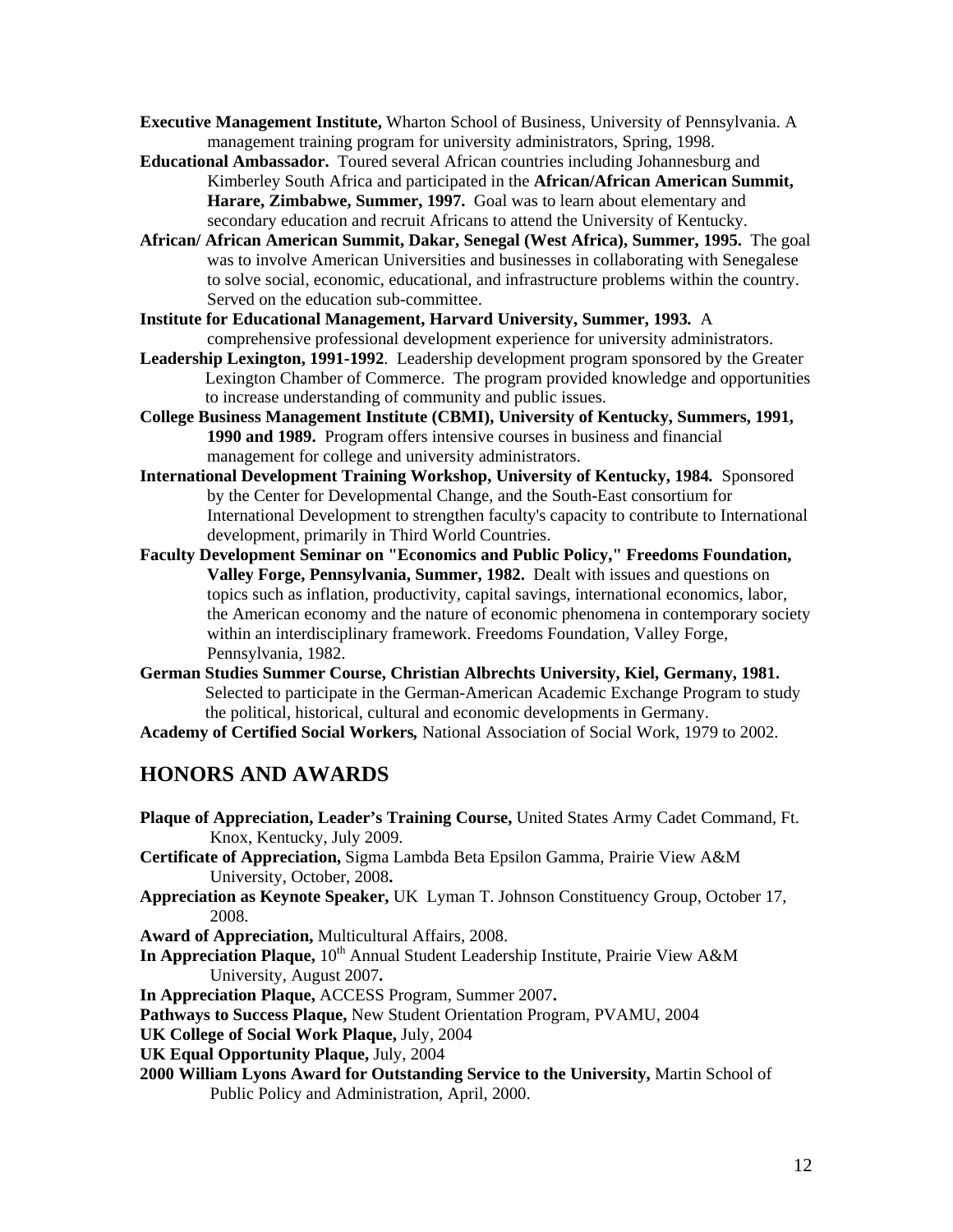**Executive Management Institute,** Wharton School of Business, University of Pennsylvania. A management training program for university administrators, Spring, 1998.

**Educational Ambassador.** Toured several African countries including Johannesburg and Kimberley South Africa and participated in the **African/African American Summit, Harare, Zimbabwe, Summer, 1997.** Goal was to learn about elementary and secondary education and recruit Africans to attend the University of Kentucky.

**African/ African American Summit, Dakar, Senegal (West Africa), Summer, 1995.** The goal was to involve American Universities and businesses in collaborating with Senegalese to solve social, economic, educational, and infrastructure problems within the country. Served on the education sub-committee.

**Institute for Educational Management, Harvard University, Summer, 1993.** A comprehensive professional development experience for university administrators.

**Leadership Lexington, 1991-1992**. Leadership development program sponsored by the Greater Lexington Chamber of Commerce. The program provided knowledge and opportunities to increase understanding of community and public issues.

**College Business Management Institute (CBMI), University of Kentucky, Summers, 1991, 1990 and 1989.** Program offers intensive courses in business and financial management for college and university administrators.

**International Development Training Workshop, University of Kentucky, 1984.** Sponsored by the Center for Developmental Change, and the South-East consortium for International Development to strengthen faculty's capacity to contribute to International development, primarily in Third World Countries.

**Faculty Development Seminar on "Economics and Public Policy," Freedoms Foundation, Valley Forge, Pennsylvania, Summer, 1982.** Dealt with issues and questions on topics such as inflation, productivity, capital savings, international economics, labor, the American economy and the nature of economic phenomena in contemporary society within an interdisciplinary framework. Freedoms Foundation, Valley Forge, Pennsylvania, 1982.

**German Studies Summer Course, Christian Albrechts University, Kiel, Germany, 1981.** Selected to participate in the German-American Academic Exchange Program to study the political, historical, cultural and economic developments in Germany.

**Academy of Certified Social Workers,** National Association of Social Work, 1979 to 2002.

## HONORS AND AWARDS

**Plaque of Appreciation, Leader's Training Course,** United States Army Cadet Command, Ft. Knox, Kentucky, July 2009.

**Certificate of Appreciation,** Sigma Lambda Beta Epsilon Gamma, Prairie View A&M University, October, 2008**.**

**Appreciation as Keynote Speaker,** UK Lyman T. Johnson Constituency Group, October 17, 2008.

**Award of Appreciation,** Multicultural Affairs, 2008.

**In Appreciation Plaque,** 10th Annual Student Leadership Institute, Prairie View A&M University, August 2007**.**

**In Appreciation Plaque,** ACCESS Program, Summer 2007**.**

**Pathways to Success Plaque,** New Student Orientation Program, PVAMU, 2004

**UK College of Social Work Plaque,** July, 2004

**UK Equal Opportunity Plaque,** July, 2004

**2000 William Lyons Award for Outstanding Service to the University,** Martin School of Public Policy and Administration, April, 2000.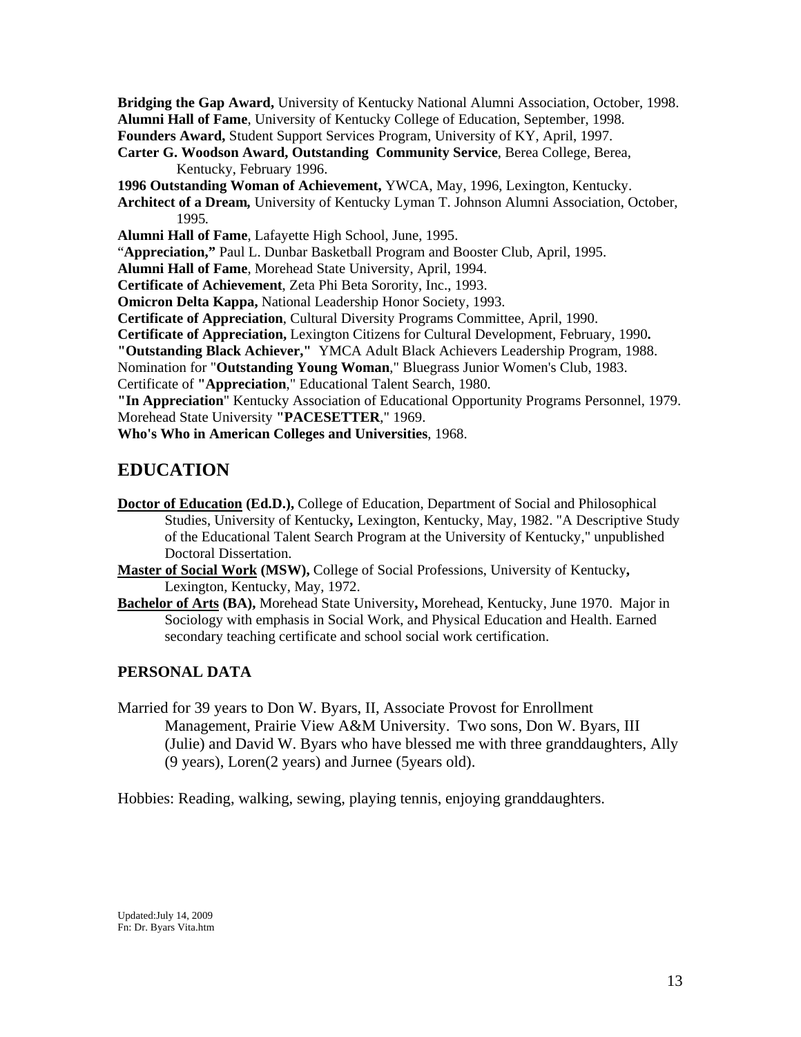**Bridging the Gap Award,** University of Kentucky National Alumni Association, October, 1998.
**Alumni Hall of Fame**, University of Kentucky College of Education, September, 1998.
**Founders Award,** Student Support Services Program, University of KY, April, 1997.
**Carter G. Woodson Award, Outstanding Community Service**, Berea College, Berea, Kentucky, February 1996.
**1996 Outstanding Woman of Achievement,** YWCA, May, 1996, Lexington, Kentucky.
**Architect of a Dream,** University of Kentucky Lyman T. Johnson Alumni Association, October, 1995.
**Alumni Hall of Fame**, Lafayette High School, June, 1995.
"**Appreciation,"** Paul L. Dunbar Basketball Program and Booster Club, April, 1995.
**Alumni Hall of Fame**, Morehead State University, April, 1994.
**Certificate of Achievement**, Zeta Phi Beta Sorority, Inc., 1993.
**Omicron Delta Kappa,** National Leadership Honor Society, 1993.
**Certificate of Appreciation**, Cultural Diversity Programs Committee, April, 1990.
**Certificate of Appreciation,** Lexington Citizens for Cultural Development, February, 1990**.**
**"Outstanding Black Achiever,"** YMCA Adult Black Achievers Leadership Program, 1988.
Nomination for "**Outstanding Young Woman**," Bluegrass Junior Women's Club, 1983.
Certificate of **"Appreciation**," Educational Talent Search, 1980.
**"In Appreciation**" Kentucky Association of Educational Opportunity Programs Personnel, 1979.
Morehead State University **"PACESETTER**," 1969.
**Who's Who in American Colleges and Universities**, 1968.

## EDUCATION

**Doctor of Education (Ed.D.),** College of Education, Department of Social and Philosophical Studies, University of Kentucky**,** Lexington, Kentucky, May, 1982. "A Descriptive Study of the Educational Talent Search Program at the University of Kentucky," unpublished Doctoral Dissertation.

**Master of Social Work (MSW),** College of Social Professions, University of Kentucky**,** Lexington, Kentucky, May, 1972.

**Bachelor of Arts (BA),** Morehead State University**,** Morehead, Kentucky, June 1970. Major in Sociology with emphasis in Social Work, and Physical Education and Health. Earned secondary teaching certificate and school social work certification.

### PERSONAL DATA

Married for 39 years to Don W. Byars, II, Associate Provost for Enrollment Management, Prairie View A&M University. Two sons, Don W. Byars, III (Julie) and David W. Byars who have blessed me with three granddaughters, Ally (9 years), Loren(2 years) and Jurnee (5years old).

Hobbies: Reading, walking, sewing, playing tennis, enjoying granddaughters.

Updated:July 14, 2009
Fn: Dr. Byars Vita.htm